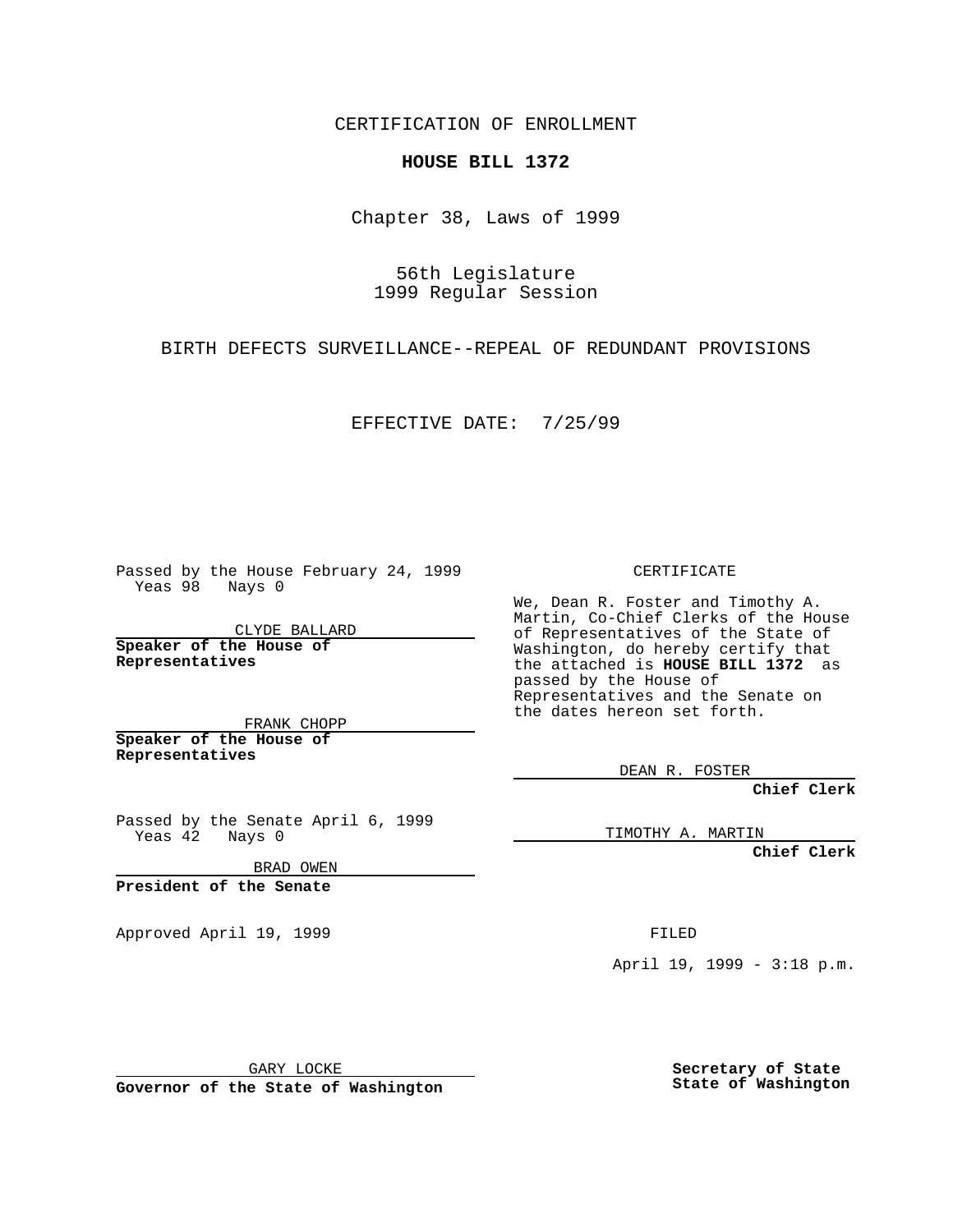CERTIFICATION OF ENROLLMENT

**HOUSE BILL 1372**

Chapter 38, Laws of 1999

56th Legislature
1999 Regular Session

BIRTH DEFECTS SURVEILLANCE--REPEAL OF REDUNDANT PROVISIONS

EFFECTIVE DATE: 7/25/99

Passed by the House February 24, 1999
Yeas 98 Nays 0

CLYDE BALLARD
**Speaker of the House of Representatives**

FRANK CHOPP
**Speaker of the House of Representatives**

Passed by the Senate April 6, 1999
Yeas 42 Nays 0

BRAD OWEN
**President of the Senate**

Approved April 19, 1999

GARY LOCKE
**Governor of the State of Washington**

CERTIFICATE

We, Dean R. Foster and Timothy A. Martin, Co-Chief Clerks of the House of Representatives of the State of Washington, do hereby certify that the attached is **HOUSE BILL 1372** as passed by the House of Representatives and the Senate on the dates hereon set forth.

DEAN R. FOSTER
**Chief Clerk**

TIMOTHY A. MARTIN
**Chief Clerk**

FILED

April 19, 1999 - 3:18 p.m.

**Secretary of State**
**State of Washington**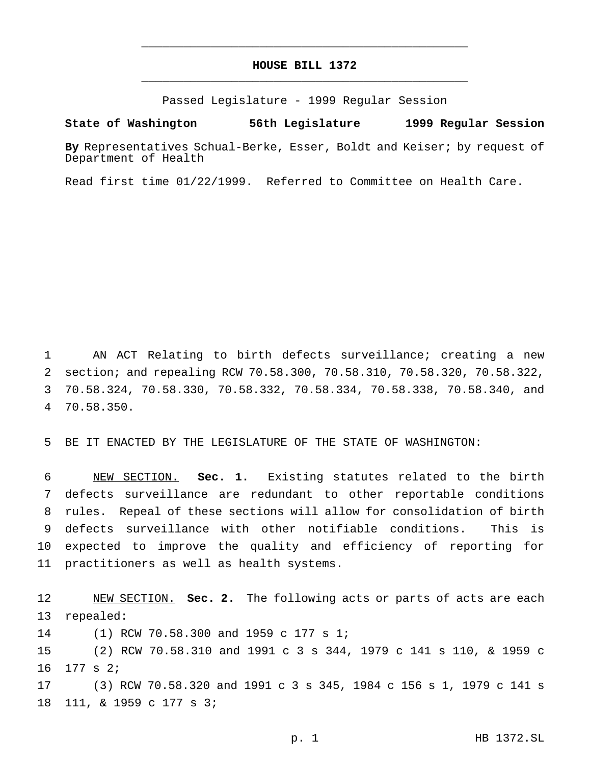# HOUSE BILL 1372

Passed Legislature - 1999 Regular Session

**State of Washington 56th Legislature 1999 Regular Session**

**By** Representatives Schual-Berke, Esser, Boldt and Keiser; by request of Department of Health

Read first time 01/22/1999. Referred to Committee on Health Care.

AN ACT Relating to birth defects surveillance; creating a new section; and repealing RCW 70.58.300, 70.58.310, 70.58.320, 70.58.322, 70.58.324, 70.58.330, 70.58.332, 70.58.334, 70.58.338, 70.58.340, and 70.58.350.

BE IT ENACTED BY THE LEGISLATURE OF THE STATE OF WASHINGTON:

NEW SECTION. **Sec. 1.** Existing statutes related to the birth defects surveillance are redundant to other reportable conditions rules. Repeal of these sections will allow for consolidation of birth defects surveillance with other notifiable conditions. This is expected to improve the quality and efficiency of reporting for practitioners as well as health systems.

NEW SECTION. **Sec. 2.** The following acts or parts of acts are each repealed:

(1) RCW 70.58.300 and 1959 c 177 s 1;

(2) RCW 70.58.310 and 1991 c 3 s 344, 1979 c 141 s 110, & 1959 c 177 s 2;

(3) RCW 70.58.320 and 1991 c 3 s 345, 1984 c 156 s 1, 1979 c 141 s 111, & 1959 c 177 s 3;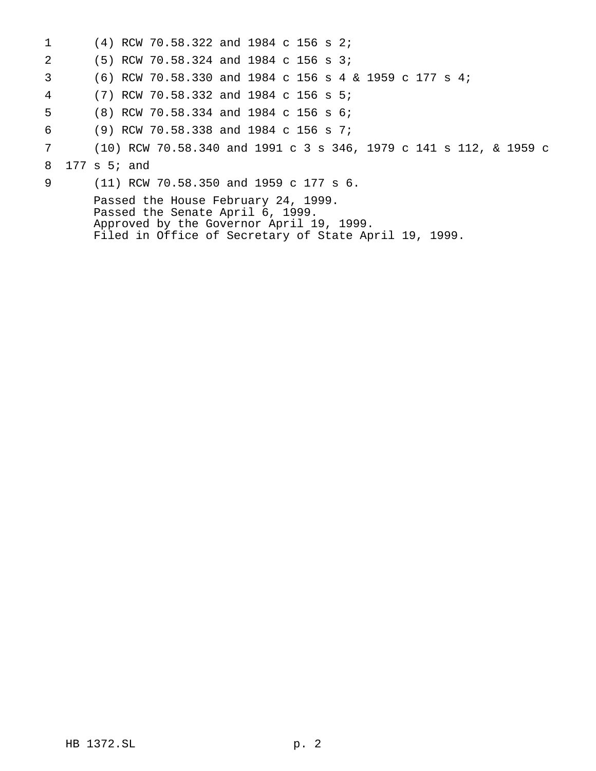(4) RCW 70.58.322 and 1984 c 156 s 2;

(5) RCW 70.58.324 and 1984 c 156 s 3;

(6) RCW 70.58.330 and 1984 c 156 s 4 & 1959 c 177 s 4;

(7) RCW 70.58.332 and 1984 c 156 s 5;

(8) RCW 70.58.334 and 1984 c 156 s 6;

(9) RCW 70.58.338 and 1984 c 156 s 7;

(10) RCW 70.58.340 and 1991 c 3 s 346, 1979 c 141 s 112, & 1959 c 177 s 5; and

(11) RCW 70.58.350 and 1959 c 177 s 6.

Passed the House February 24, 1999.
Passed the Senate April 6, 1999.
Approved by the Governor April 19, 1999.
Filed in Office of Secretary of State April 19, 1999.